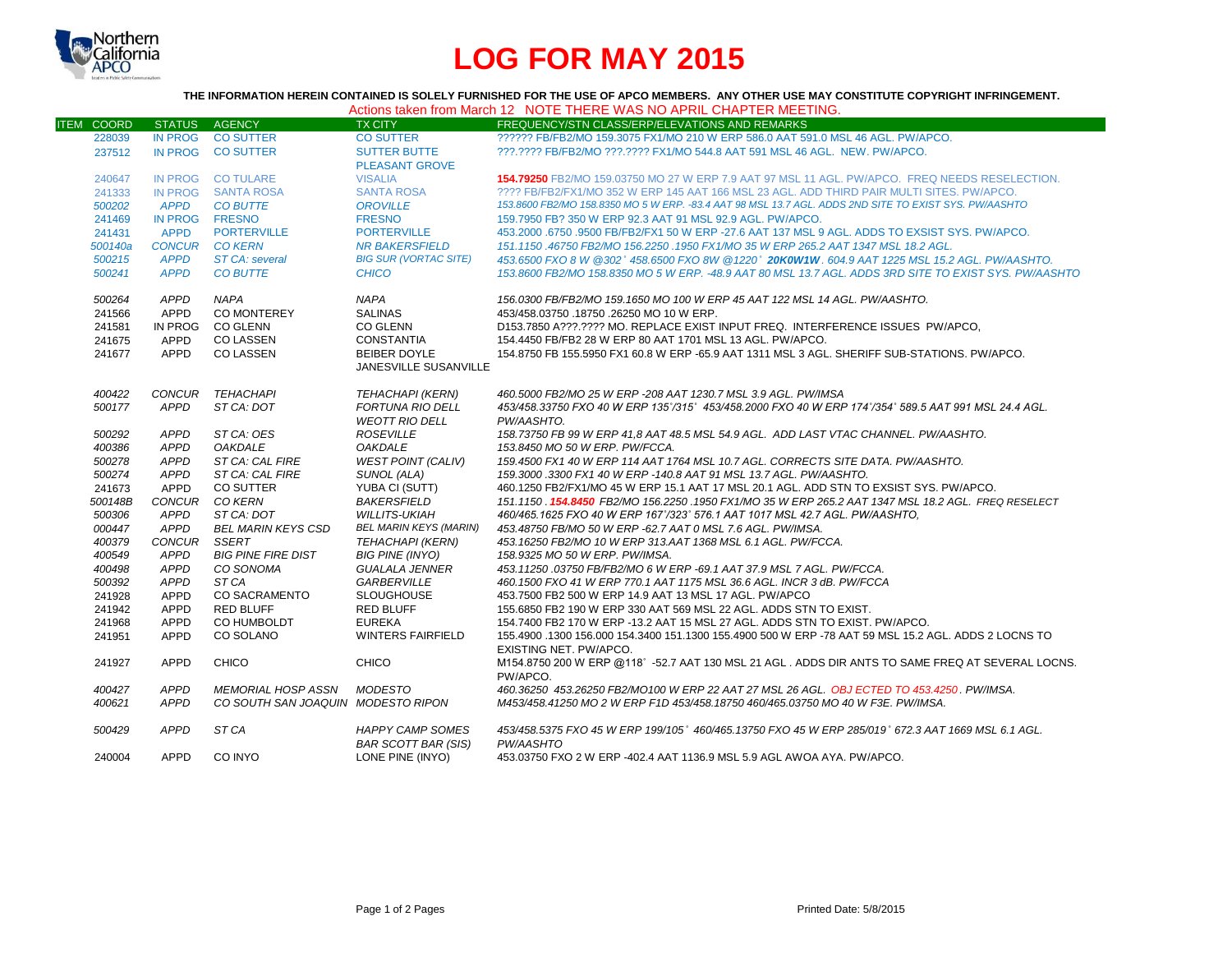# LOG FOR MAY 2015

**THE INFORMATION HEREIN CONTAINED IS SOLELY FURNISHED FOR THE USE OF APCO MEMBERS. ANY OTHER USE MAY CONSTITUTE COPYRIGHT INFRINGEMENT.**

Actions taken from March 12 NOTE THERE WAS NO APRIL CHAPTER MEETING.

| ITEM | COORD | STATUS | AGENCY | TX CITY | FREQUENCY/STN CLASS/ERP/ELEVATIONS AND REMARKS |
|---|---|---|---|---|---|
| | 228039 | IN PROG | CO SUTTER | CO SUTTER | ?????? FB/FB2/MO 159.3075 FX1/MO 210 W ERP 586.0 AAT 591.0 MSL 46 AGL. PW/APCO. |
| | 237512 | IN PROG | CO SUTTER | SUTTER BUTTE PLEASANT GROVE | ???.???? FB/FB2/MO ???.???? FX1/MO 544.8 AAT 591 MSL 46 AGL. NEW. PW/APCO. |
| | 240647 | IN PROG | CO TULARE | VISALIA | **154.79250** FB2/MO 159.03750 MO 27 W ERP 7.9 AAT 97 MSL 11 AGL. PW/APCO. FREQ NEEDS RESELECTION. |
| | 241333 | IN PROG | SANTA ROSA | SANTA ROSA | ???? FB/FB2/FX1/MO 352 W ERP 145 AAT 166 MSL 23 AGL. ADD THIRD PAIR MULTI SITES. PW/APCO. |
| | 500202 | APPD | CO BUTTE | OROVILLE | 153.8600 FB2/MO 158.8350 MO 5 W ERP. -83.4 AAT 98 MSL 13.7 AGL. ADDS 2ND SITE TO EXIST SYS. PW/AASHTO |
| | 241469 | IN PROG | FRESNO | FRESNO | 159.7950 FB? 350 W ERP 92.3 AAT 91 MSL 92.9 AGL. PW/APCO. |
| | 241431 | APPD | PORTERVILLE | PORTERVILLE | 453.2000 .6750 .9500 FB/FB2/FX1 50 W ERP -27.6 AAT 137 MSL 9 AGL. ADDS TO EXSIST SYS. PW/APCO. |
| | 500140a | CONCUR | CO KERN | NR BAKERSFIELD | 151.1150 .46750 FB2/MO 156.2250 .1950 FX1/MO 35 W ERP 265.2 AAT 1347 MSL 18.2 AGL. |
| | 500215 | APPD | ST CA: several | BIG SUR (VORTAC SITE) | 453.6500 FXO 8 W @302° 458.6500 FXO 8W @1220° **20K0W1W**. 604.9 AAT 1225 MSL 15.2 AGL. PW/AASHTO. |
| | 500241 | APPD | CO BUTTE | CHICO | 153.8600 FB2/MO 158.8350 MO 5 W ERP. -48.9 AAT 80 MSL 13.7 AGL. ADDS 3RD SITE TO EXIST SYS. PW/AASHTO |
| | 500264 | APPD | NAPA | NAPA | 156.0300 FB/FB2/MO 159.1650 MO 100 W ERP 45 AAT 122 MSL 14 AGL. PW/AASHTO. |
| | 241566 | APPD | CO MONTEREY | SALINAS | 453/458.03750 .18750 .26250 MO 10 W ERP. |
| | 241581 | IN PROG | CO GLENN | CO GLENN | D153.7850 A???.???? MO. REPLACE EXIST INPUT FREQ. INTERFERENCE ISSUES PW/APCO, |
| | 241675 | APPD | CO LASSEN | CONSTANTIA | 154.4450 FB/FB2 28 W ERP 80 AAT 1701 MSL 13 AGL. PW/APCO. |
| | 241677 | APPD | CO LASSEN | BEIBER DOYLE JANESVILLE SUSANVILLE | 154.8750 FB 155.5950 FX1 60.8 W ERP -65.9 AAT 1311 MSL 3 AGL. SHERIFF SUB-STATIONS. PW/APCO. |
| | 400422 | CONCUR | TEHACHAPI | TEHACHAPI (KERN) | 460.5000 FB2/MO 25 W ERP -208 AAT 1230.7 MSL 3.9 AGL. PW/IMSA |
| | 500177 | APPD | ST CA: DOT | FORTUNA RIO DELL WEOTT RIO DELL | 453/458.33750 FXO 40 W ERP 135°/315° 453/458.2000 FXO 40 W ERP 174°/354° 589.5 AAT 991 MSL 24.4 AGL. PW/AASHTO. |
| | 500292 | APPD | ST CA: OES | ROSEVILLE | 158.73750 FB 99 W ERP 41,8 AAT 48.5 MSL 54.9 AGL. ADD LAST VTAC CHANNEL. PW/AASHTO. |
| | 400386 | APPD | OAKDALE | OAKDALE | 153.8450 MO 50 W ERP. PW/FCCA. |
| | 500278 | APPD | ST CA: CAL FIRE | WEST POINT (CALIV) | 159.4500 FX1 40 W ERP 114 AAT 1764 MSL 10.7 AGL. CORRECTS SITE DATA. PW/AASHTO. |
| | 500274 | APPD | ST CA: CAL FIRE | SUNOL (ALA) | 159.3000 .3300 FX1 40 W ERP -140.8 AAT 91 MSL 13.7 AGL. PW/AASHTO. |
| | 241673 | APPD | CO SUTTER | YUBA CI (SUTT) | 460.1250 FB2/FX1/MO 45 W ERP 15.1 AAT 17 MSL 20.1 AGL. ADD STN TO EXSIST SYS. PW/APCO. |
| | 500148B | CONCUR | CO KERN | BAKERSFIELD | 151.1150 . **154.8450** FB2/MO 156.2250 .1950 FX1/MO 35 W ERP 265.2 AAT 1347 MSL 18.2 AGL. FREQ RESELECT |
| | 500306 | APPD | ST CA: DOT | WILLITS-UKIAH | 460/465.1625 FXO 40 W ERP 167°/323° 576.1 AAT 1017 MSL 42.7 AGL. PW/AASHTO, |
| | 000447 | APPD | BEL MARIN KEYS CSD | BEL MARIN KEYS (MARIN) | 453.48750 FB/MO 50 W ERP -62.7 AAT 0 MSL 7.6 AGL. PW/IMSA. |
| | 400379 | CONCUR | SSERT | TEHACHAPI (KERN) | 453.16250 FB2/MO 10 W ERP 313.AAT 1368 MSL 6.1 AGL. PW/FCCA. |
| | 400549 | APPD | BIG PINE FIRE DIST | BIG PINE (INYO) | 158.9325 MO 50 W ERP. PW/IMSA. |
| | 400498 | APPD | CO SONOMA | GUALALA JENNER | 453.11250 .03750 FB/FB2/MO 6 W ERP -69.1 AAT 37.9 MSL 7 AGL. PW/FCCA. |
| | 500392 | APPD | ST CA | GARBERVILLE | 460.1500 FXO 41 W ERP 770.1 AAT 1175 MSL 36.6 AGL. INCR 3 dB. PW/FCCA |
| | 241928 | APPD | CO SACRAMENTO | SLOUGHOUSE | 453.7500 FB2 500 W ERP 14.9 AAT 13 MSL 17 AGL. PW/APCO |
| | 241942 | APPD | RED BLUFF | RED BLUFF | 155.6850 FB2 190 W ERP 330 AAT 569 MSL 22 AGL. ADDS STN TO EXIST. |
| | 241968 | APPD | CO HUMBOLDT | EUREKA | 154.7400 FB2 170 W ERP -13.2 AAT 15 MSL 27 AGL. ADDS STN TO EXIST. PW/APCO. |
| | 241951 | APPD | CO SOLANO | WINTERS FAIRFIELD | 155.4900 .1300 156.000 154.3400 151.1300 155.4900 500 W ERP -78 AAT 59 MSL 15.2 AGL. ADDS 2 LOCNS TO EXISTING NET. PW/APCO. |
| | 241927 | APPD | CHICO | CHICO | M154.8750 200 W ERP @118° -52.7 AAT 130 MSL 21 AGL . ADDS DIR ANTS TO SAME FREQ AT SEVERAL LOCNS. PW/APCO. |
| | 400427 | APPD | MEMORIAL HOSP ASSN | MODESTO | 460.36250 453.26250 FB2/MO100 W ERP 22 AAT 27 MSL 26 AGL. OBJ ECTED TO 453.4250. PW/IMSA. |
| | 400621 | APPD | CO SOUTH SAN JOAQUIN | MODESTO RIPON | M453/458.41250 MO 2 W ERP F1D 453/458.18750 460/465.03750 MO 40 W F3E. PW/IMSA. |
| | 500429 | APPD | ST CA | HAPPY CAMP SOMES BAR SCOTT BAR (SIS) | 453/458.5375 FXO 45 W ERP 199/105° 460/465.13750 FXO 45 W ERP 285/019° 672.3 AAT 1669 MSL 6.1 AGL. PW/AASHTO |
| | 240004 | APPD | CO INYO | LONE PINE (INYO) | 453.03750 FXO 2 W ERP -402.4 AAT 1136.9 MSL 5.9 AGL AWOA AYA. PW/APCO. |

Printed Date: 5/8/2015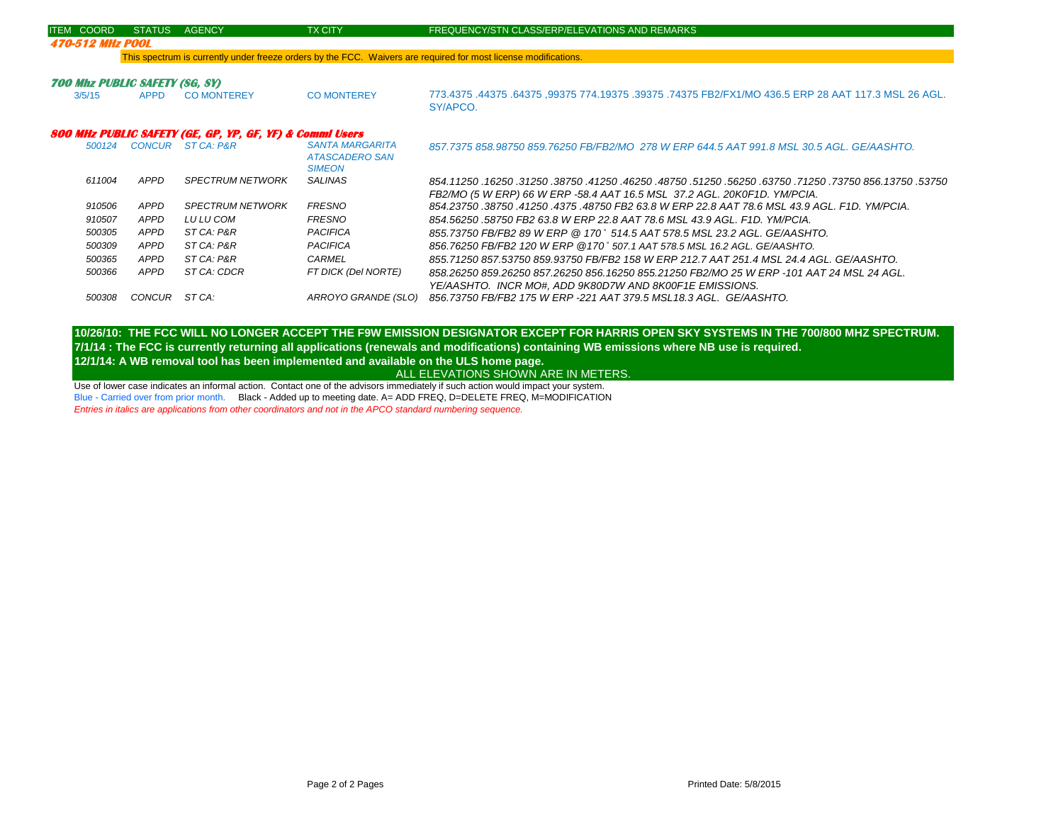| ITEM | COORD | STATUS | AGENCY | TX CITY | FREQUENCY/STN CLASS/ERP/ELEVATIONS AND REMARKS |
|---|---|---|---|---|---|

### *470-512 MHz POOL*

This spectrum is currently under freeze orders by the FCC. Waivers are required for most license modifications.

### *700 Mhz PUBLIC SAFETY (SG, SY)*

| ITEM | COORD | STATUS | AGENCY | TX CITY | FREQUENCY/STN CLASS/ERP/ELEVATIONS AND REMARKS |
|---|---|---|---|---|---|
| 3/5/15 | | APPD | CO MONTEREY | CO MONTEREY | 773.4375 .44375 .64375 ,99375 774.19375 .39375 .74375 FB2/FX1/MO 436.5 ERP 28 AAT 117.3 MSL 26 AGL. SY/APCO. |

### *800 MHz PUBLIC SAFETY (GE, GP, YP, GF, YF) & Comml Users*

| ITEM | COORD | STATUS | AGENCY | TX CITY | FREQUENCY/STN CLASS/ERP/ELEVATIONS AND REMARKS |
|---|---|---|---|---|---|
| *500124* | | *CONCUR* | *ST CA: P&R* | *SANTA MARGARITA ATASCADERO SAN SIMEON* | *857.7375 858.98750 859.76250 FB/FB2/MO 278 W ERP 644.5 AAT 991.8 MSL 30.5 AGL. GE/AASHTO.* |
| *611004* | | *APPD* | *SPECTRUM NETWORK* | *SALINAS* | *854.11250 .16250 .31250 .38750 .41250 .46250 .48750 .51250 .56250 .63750 .71250 .73750 856.13750 .53750 FB2/MO (5 W ERP) 66 W ERP -58.4 AAT 16.5 MSL 37.2 AGL. 20K0F1D. YM/PCIA.* |
| *910506* | | *APPD* | *SPECTRUM NETWORK* | *FRESNO* | *854.23750 .38750 .41250 .4375 .48750 FB2 63.8 W ERP 22.8 AAT 78.6 MSL 43.9 AGL. F1D. YM/PCIA.* |
| *910507* | | *APPD* | *LU LU COM* | *FRESNO* | *854.56250 .58750 FB2 63.8 W ERP 22.8 AAT 78.6 MSL 43.9 AGL. F1D. YM/PCIA.* |
| *500305* | | *APPD* | *ST CA: P&R* | *PACIFICA* | *855.73750 FB/FB2 89 W ERP @ 170˚ 514.5 AAT 578.5 MSL 23.2 AGL. GE/AASHTO.* |
| *500309* | | *APPD* | *ST CA: P&R* | *PACIFICA* | *856.76250 FB/FB2 120 W ERP @170˚ 507.1 AAT 578.5 MSL 16.2 AGL. GE/AASHTO.* |
| *500365* | | *APPD* | *ST CA: P&R* | *CARMEL* | *855.71250 857.53750 859.93750 FB/FB2 158 W ERP 212.7 AAT 251.4 MSL 24.4 AGL. GE/AASHTO.* |
| *500366* | | *APPD* | *ST CA: CDCR* | *FT DICK (Del NORTE)* | *858.26250 859.26250 857.26250 856.16250 855.21250 FB2/MO 25 W ERP -101 AAT 24 MSL 24 AGL. YE/AASHTO. INCR MO#, ADD 9K80D7W AND 8K00F1E EMISSIONS.* |
| *500308* | | *CONCUR* | *ST CA:* | *ARROYO GRANDE (SLO)* | *856.73750 FB/FB2 175 W ERP -221 AAT 379.5 MSL18.3 AGL. GE/AASHTO.* |

**10/26/10: THE FCC WILL NO LONGER ACCEPT THE F9W EMISSION DESIGNATOR EXCEPT FOR HARRIS OPEN SKY SYSTEMS IN THE 700/800 MHZ SPECTRUM.**
**7/1/14 : The FCC is currently returning all applications (renewals and modifications) containing WB emissions where NB use is required.**
**12/1/14: A WB removal tool has been implemented and available on the ULS home page.**

ALL ELEVATIONS SHOWN ARE IN METERS.

Use of lower case indicates an informal action. Contact one of the advisors immediately if such action would impact your system.

Blue - Carried over from prior month. Black - Added up to meeting date. A= ADD FREQ, D=DELETE FREQ, M=MODIFICATION

*Entries in italics are applications from other coordinators and not in the APCO standard numbering sequence.*

Printed Date: 5/8/2015